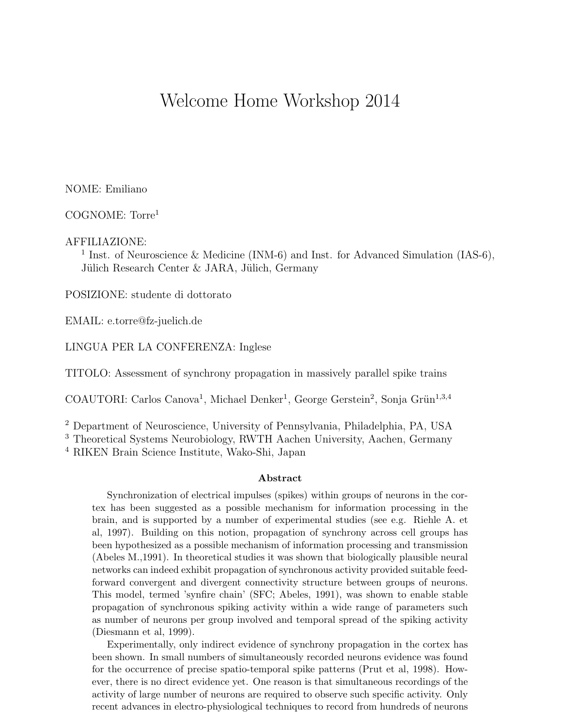# Welcome Home Workshop 2014

NOME: Emiliano

COGNOME: Torre[1]

AFFILIAZIONE:

[1] Inst. of Neuroscience & Medicine (INM-6) and Inst. for Advanced Simulation (IAS-6), Jülich Research Center & JARA, Jülich, Germany

POSIZIONE: studente di dottorato

EMAIL: e.torre@fz-juelich.de

LINGUA PER LA CONFERENZA: Inglese

TITOLO: Assessment of synchrony propagation in massively parallel spike trains

COAUTORI: Carlos Canova[1], Michael Denker[1], George Gerstein[2], Sonja Grün[1,3,4]

[2] Department of Neuroscience, University of Pennsylvania, Philadelphia, PA, USA
[3] Theoretical Systems Neurobiology, RWTH Aachen University, Aachen, Germany
[4] RIKEN Brain Science Institute, Wako-Shi, Japan

**Abstract**

Synchronization of electrical impulses (spikes) within groups of neurons in the cortex has been suggested as a possible mechanism for information processing in the brain, and is supported by a number of experimental studies (see e.g. Riehle A. et al, 1997). Building on this notion, propagation of synchrony across cell groups has been hypothesized as a possible mechanism of information processing and transmission (Abeles M.,1991). In theoretical studies it was shown that biologically plausible neural networks can indeed exhibit propagation of synchronous activity provided suitable feed-forward convergent and divergent connectivity structure between groups of neurons. This model, termed 'synfire chain' (SFC; Abeles, 1991), was shown to enable stable propagation of synchronous spiking activity within a wide range of parameters such as number of neurons per group involved and temporal spread of the spiking activity (Diesmann et al, 1999).

Experimentally, only indirect evidence of synchrony propagation in the cortex has been shown. In small numbers of simultaneously recorded neurons evidence was found for the occurrence of precise spatio-temporal spike patterns (Prut et al, 1998). However, there is no direct evidence yet. One reason is that simultaneous recordings of the activity of large number of neurons are required to observe such specific activity. Only recent advances in electro-physiological techniques to record from hundreds of neurons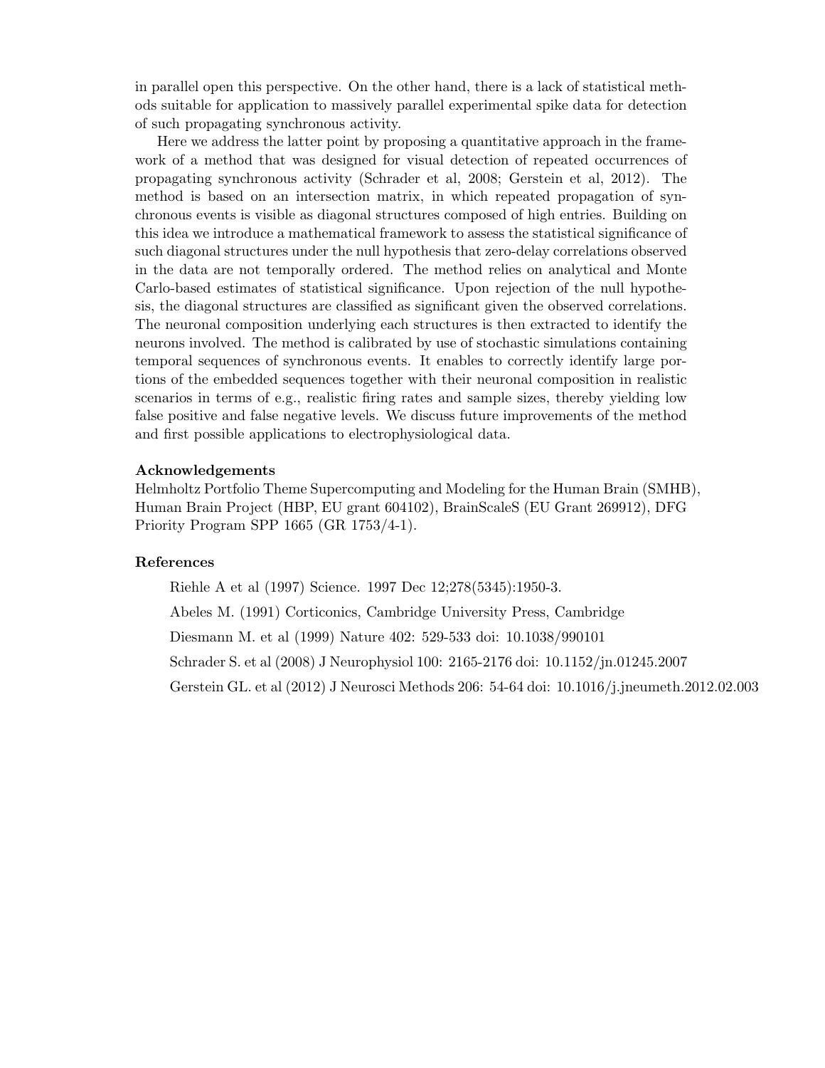in parallel open this perspective. On the other hand, there is a lack of statistical methods suitable for application to massively parallel experimental spike data for detection of such propagating synchronous activity.

Here we address the latter point by proposing a quantitative approach in the framework of a method that was designed for visual detection of repeated occurrences of propagating synchronous activity (Schrader et al, 2008; Gerstein et al, 2012). The method is based on an intersection matrix, in which repeated propagation of synchronous events is visible as diagonal structures composed of high entries. Building on this idea we introduce a mathematical framework to assess the statistical significance of such diagonal structures under the null hypothesis that zero-delay correlations observed in the data are not temporally ordered. The method relies on analytical and Monte Carlo-based estimates of statistical significance. Upon rejection of the null hypothesis, the diagonal structures are classified as significant given the observed correlations. The neuronal composition underlying each structures is then extracted to identify the neurons involved. The method is calibrated by use of stochastic simulations containing temporal sequences of synchronous events. It enables to correctly identify large portions of the embedded sequences together with their neuronal composition in realistic scenarios in terms of e.g., realistic firing rates and sample sizes, thereby yielding low false positive and false negative levels. We discuss future improvements of the method and first possible applications to electrophysiological data.

**Acknowledgements**

Helmholtz Portfolio Theme Supercomputing and Modeling for the Human Brain (SMHB), Human Brain Project (HBP, EU grant 604102), BrainScaleS (EU Grant 269912), DFG Priority Program SPP 1665 (GR 1753/4-1).

**References**

Riehle A et al (1997) Science. 1997 Dec 12;278(5345):1950-3.

Abeles M. (1991) Corticonics, Cambridge University Press, Cambridge

Diesmann M. et al (1999) Nature 402: 529-533 doi: 10.1038/990101

Schrader S. et al (2008) J Neurophysiol 100: 2165-2176 doi: 10.1152/jn.01245.2007

Gerstein GL. et al (2012) J Neurosci Methods 206: 54-64 doi: 10.1016/j.jneumeth.2012.02.003